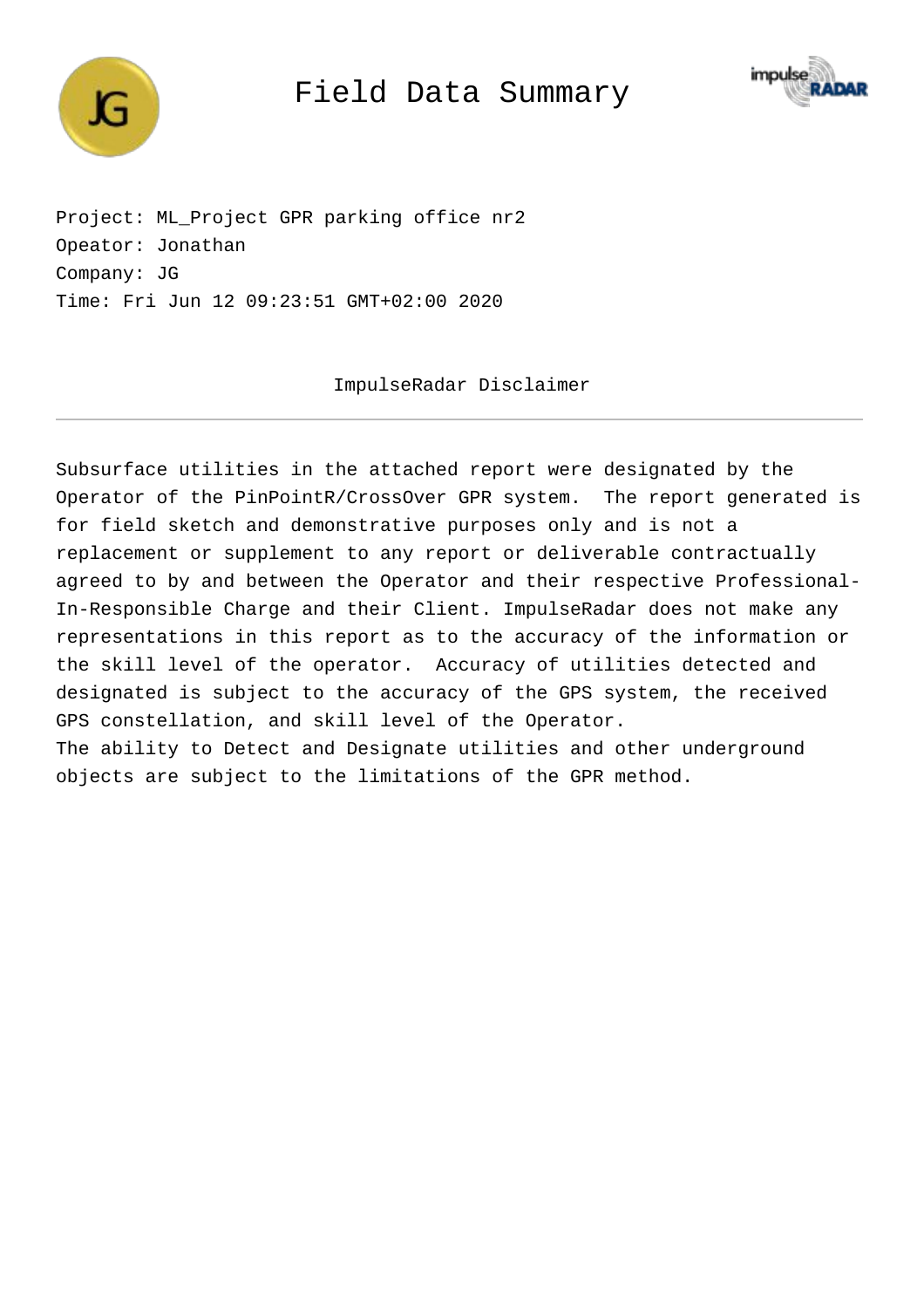# Field Data Summary

Project: ML_Project GPR parking office nr2
Opeator: Jonathan
Company: JG
Time: Fri Jun 12 09:23:51 GMT+02:00 2020

## ImpulseRadar Disclaimer

---

Subsurface utilities in the attached report were designated by the Operator of the PinPointR/CrossOver GPR system. The report generated is for field sketch and demonstrative purposes only and is not a replacement or supplement to any report or deliverable contractually agreed to by and between the Operator and their respective Professional-In-Responsible Charge and their Client. ImpulseRadar does not make any representations in this report as to the accuracy of the information or the skill level of the operator. Accuracy of utilities detected and designated is subject to the accuracy of the GPS system, the received GPS constellation, and skill level of the Operator.
The ability to Detect and Designate utilities and other underground objects are subject to the limitations of the GPR method.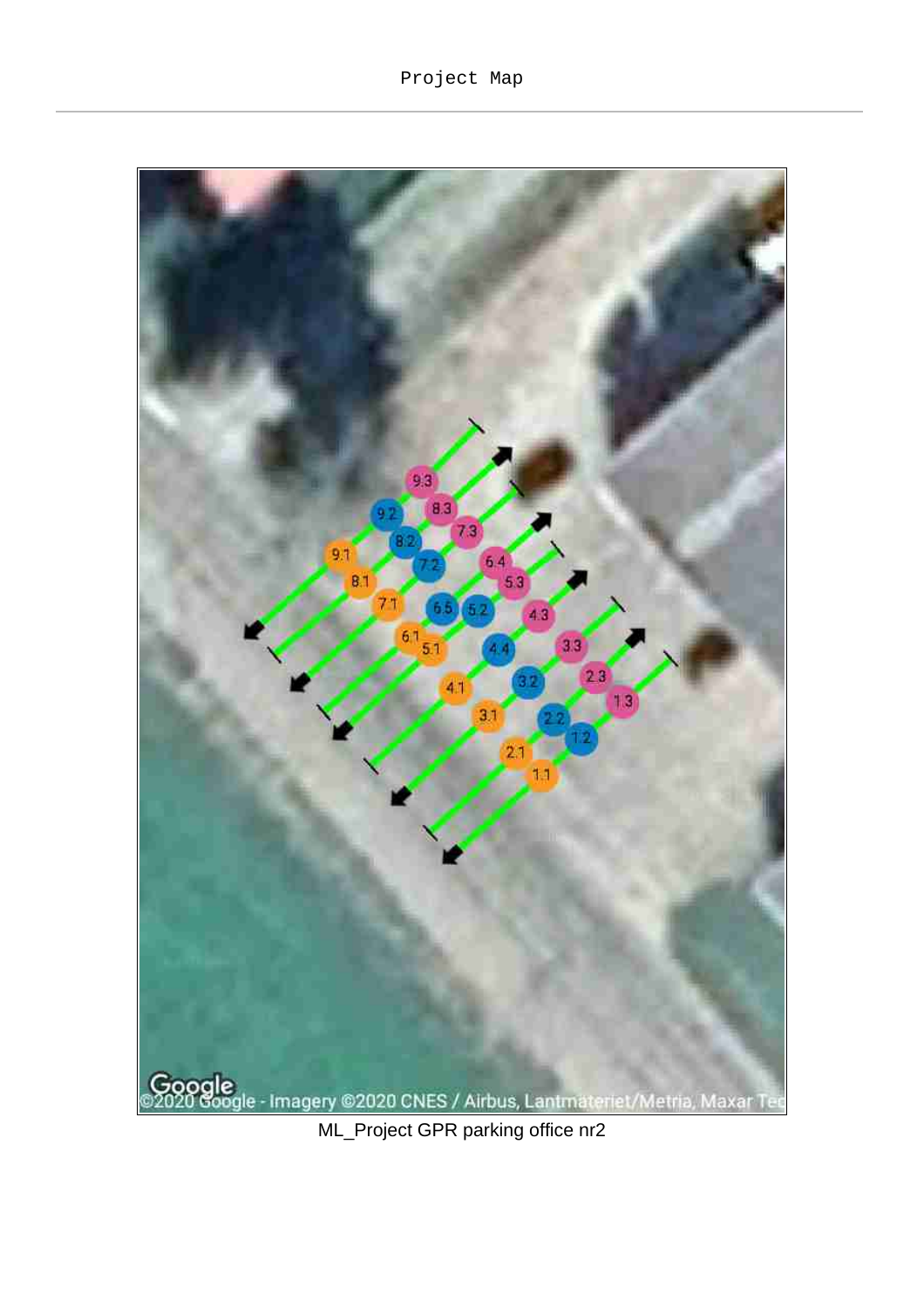Project Map

ML_Project GPR parking office nr2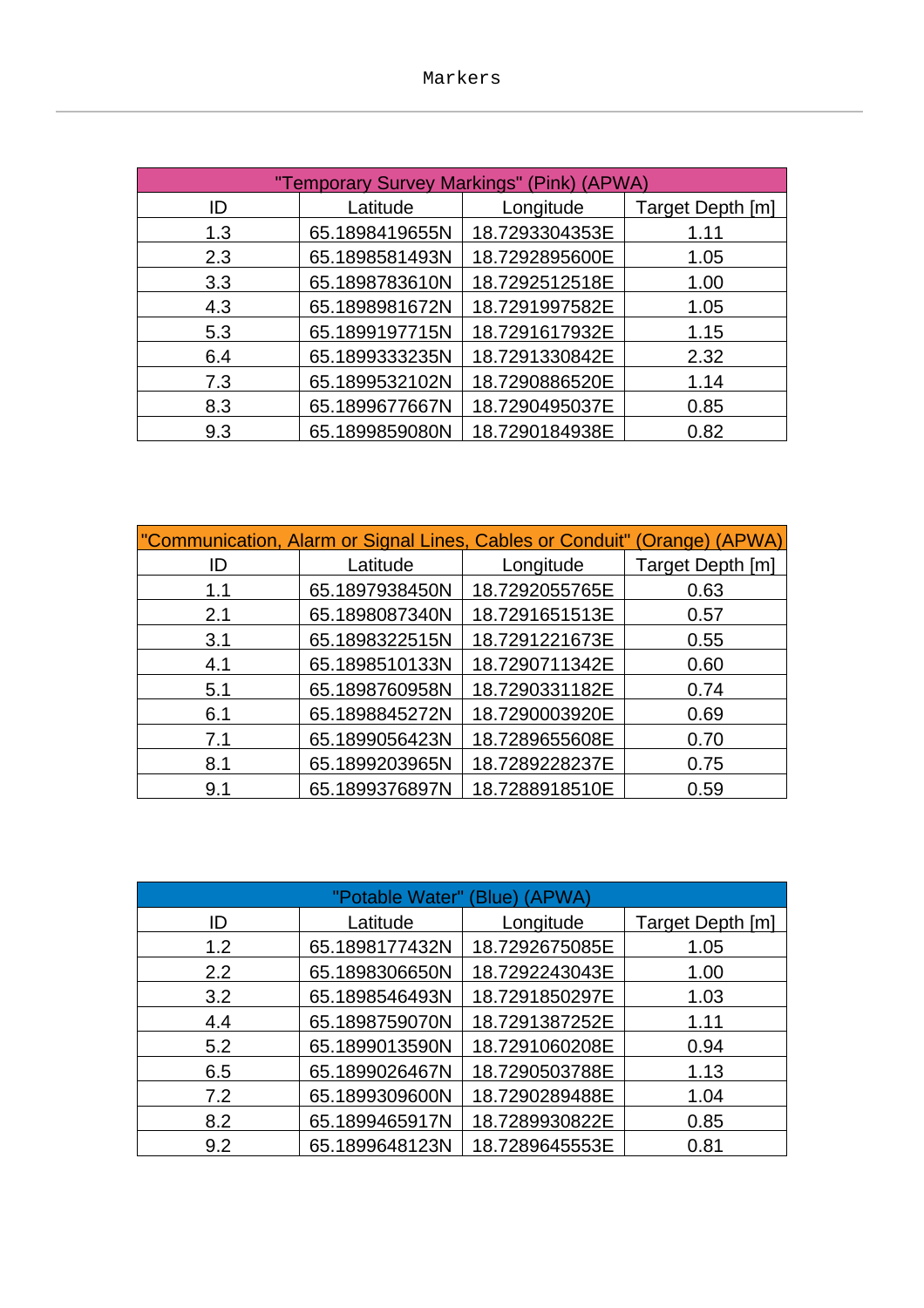Markers

| "Temporary Survey Markings" (Pink) (APWA) | | | |
|---|---|---|---|
| ID | Latitude | Longitude | Target Depth [m] |
| 1.3 | 65.1898419655N | 18.7293304353E | 1.11 |
| 2.3 | 65.1898581493N | 18.7292895600E | 1.05 |
| 3.3 | 65.1898783610N | 18.7292512518E | 1.00 |
| 4.3 | 65.1898981672N | 18.7291997582E | 1.05 |
| 5.3 | 65.1899197715N | 18.7291617932E | 1.15 |
| 6.4 | 65.1899333235N | 18.7291330842E | 2.32 |
| 7.3 | 65.1899532102N | 18.7290886520E | 1.14 |
| 8.3 | 65.1899677667N | 18.7290495037E | 0.85 |
| 9.3 | 65.1899859080N | 18.7290184938E | 0.82 |

| "Communication, Alarm or Signal Lines, Cables or Conduit" (Orange) (APWA) | | | |
|---|---|---|---|
| ID | Latitude | Longitude | Target Depth [m] |
| 1.1 | 65.1897938450N | 18.7292055765E | 0.63 |
| 2.1 | 65.1898087340N | 18.7291651513E | 0.57 |
| 3.1 | 65.1898322515N | 18.7291221673E | 0.55 |
| 4.1 | 65.1898510133N | 18.7290711342E | 0.60 |
| 5.1 | 65.1898760958N | 18.7290331182E | 0.74 |
| 6.1 | 65.1898845272N | 18.7290003920E | 0.69 |
| 7.1 | 65.1899056423N | 18.7289655608E | 0.70 |
| 8.1 | 65.1899203965N | 18.7289228237E | 0.75 |
| 9.1 | 65.1899376897N | 18.7288918510E | 0.59 |

| "Potable Water" (Blue) (APWA) | | | |
|---|---|---|---|
| ID | Latitude | Longitude | Target Depth [m] |
| 1.2 | 65.1898177432N | 18.7292675085E | 1.05 |
| 2.2 | 65.1898306650N | 18.7292243043E | 1.00 |
| 3.2 | 65.1898546493N | 18.7291850297E | 1.03 |
| 4.4 | 65.1898759070N | 18.7291387252E | 1.11 |
| 5.2 | 65.1899013590N | 18.7291060208E | 0.94 |
| 6.5 | 65.1899026467N | 18.7290503788E | 1.13 |
| 7.2 | 65.1899309600N | 18.7290289488E | 1.04 |
| 8.2 | 65.1899465917N | 18.7289930822E | 0.85 |
| 9.2 | 65.1899648123N | 18.7289645553E | 0.81 |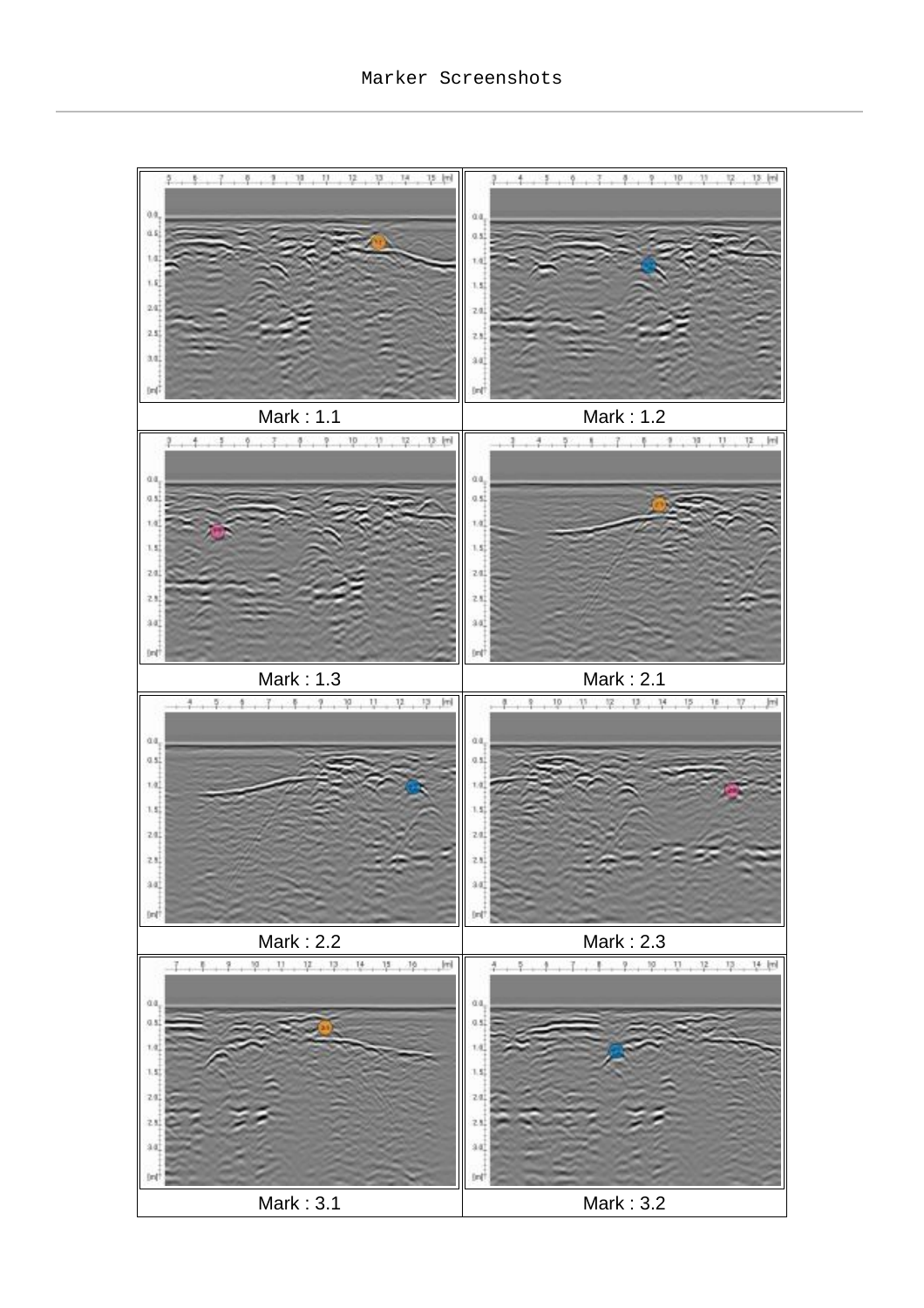Marker Screenshots

| | |
|---|---|
| Mark : 1.1 | Mark : 1.2 |
| Mark : 1.3 | Mark : 2.1 |
| Mark : 2.2 | Mark : 2.3 |
| Mark : 3.1 | Mark : 3.2 |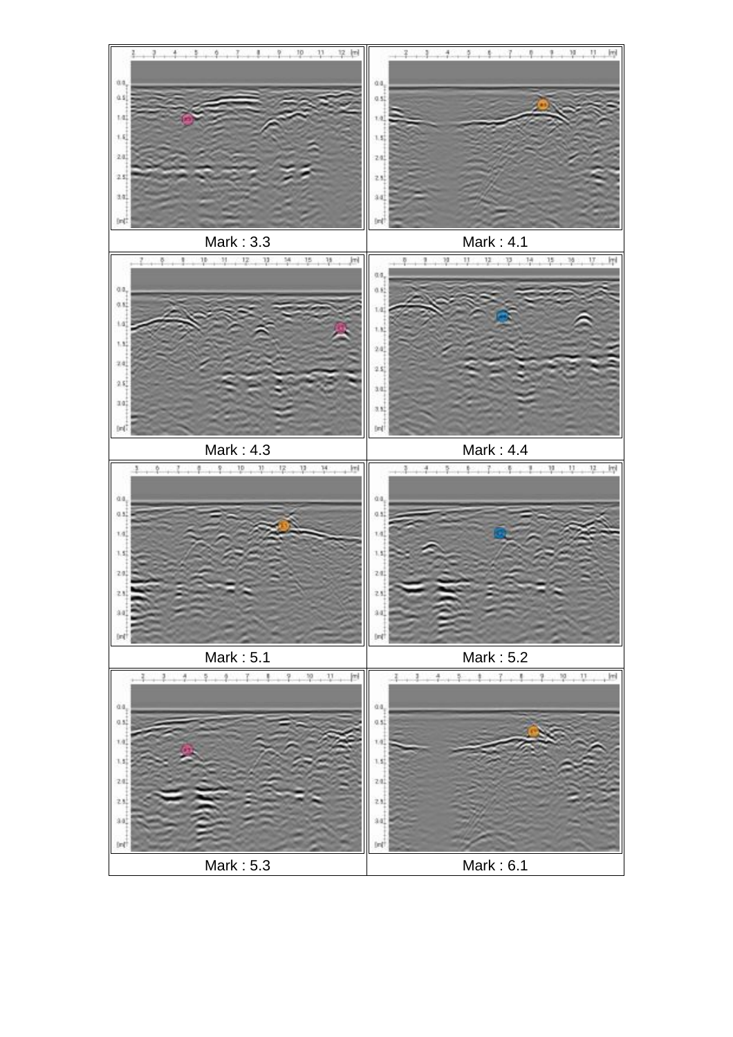| Mark : 3.3 | Mark : 4.1 |
|---|---|
| Mark : 4.3 | Mark : 4.4 |
| Mark : 5.1 | Mark : 5.2 |
| Mark : 5.3 | Mark : 6.1 |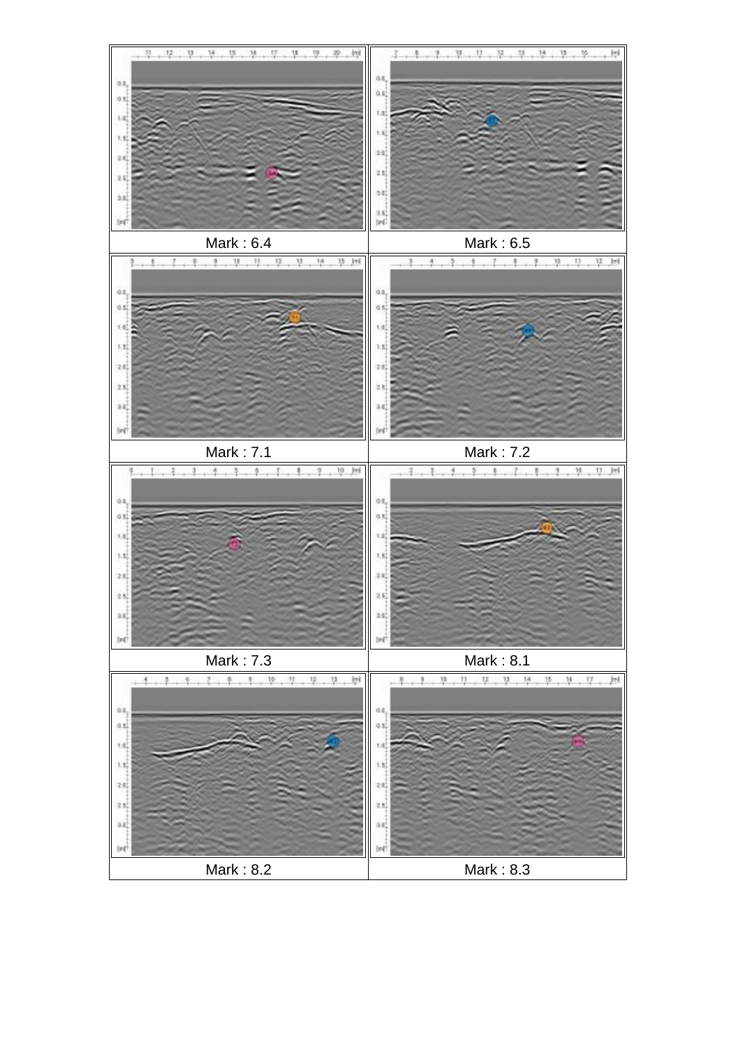| | |
|---|---|
| Mark : 6.4 | Mark : 6.5 |
| Mark : 7.1 | Mark : 7.2 |
| Mark : 7.3 | Mark : 8.1 |
| Mark : 8.2 | Mark : 8.3 |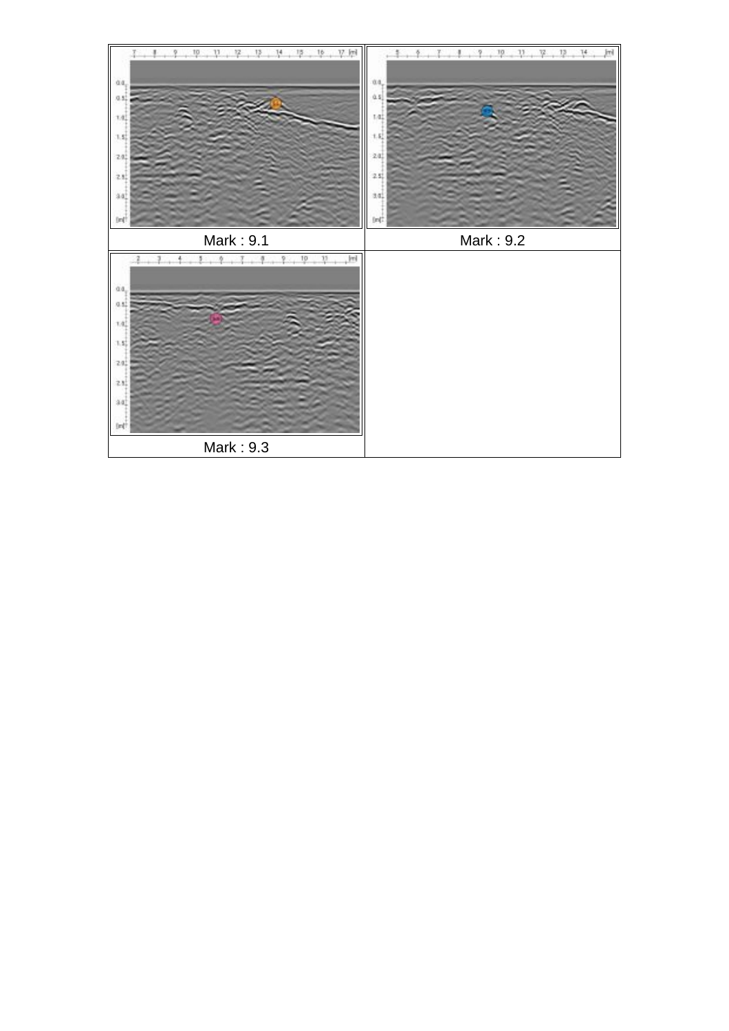| | |
|---|---|
| | |
| Mark : 9.1 | Mark : 9.2 |
| | |
| Mark : 9.3 | |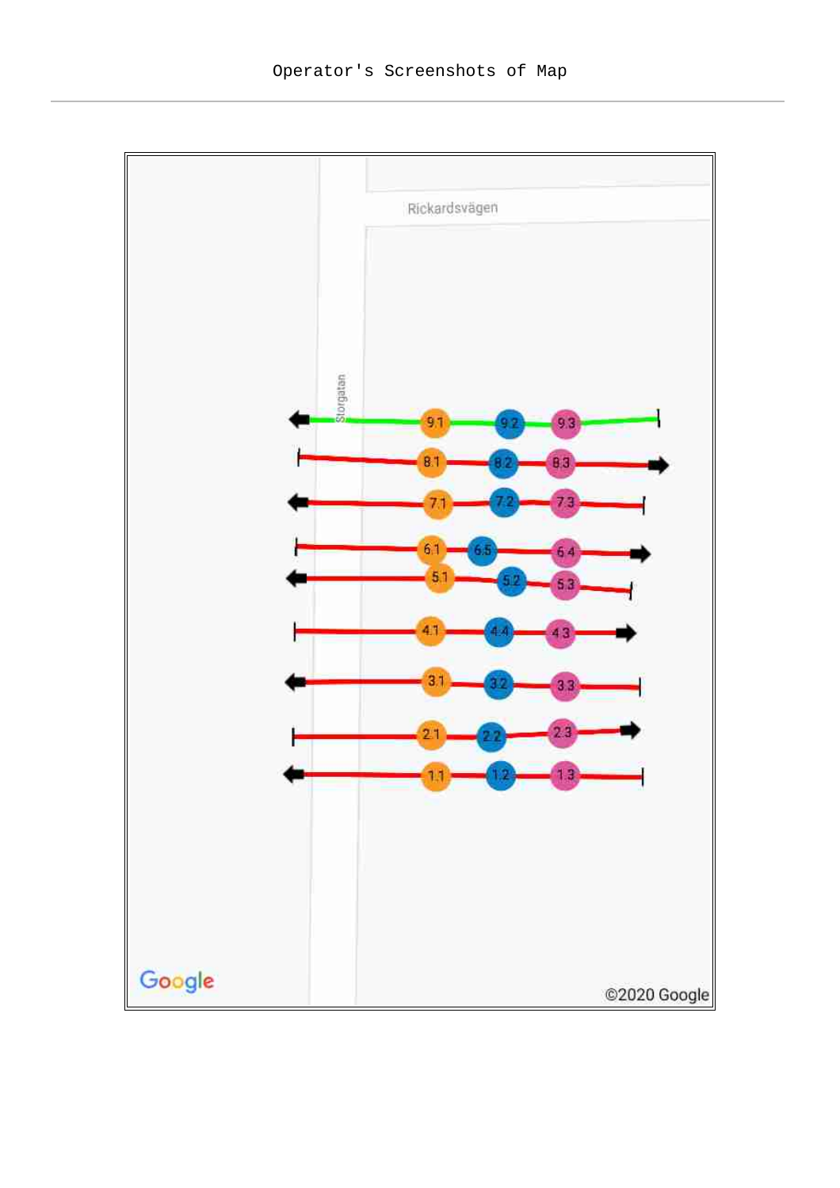Operator's Screenshots of Map

Rickardsvägen

Storgatan

9.1 9.2 9.3

8.1 8.2 8.3

7.1 7.2 7.3

6.1 6.5 6.4

5.1 5.2 5.3

4.1 4.4 4.3

3.1 3.2 3.3

2.1 2.2 2.3

1.1 1.2 1.3

Google

©2020 Google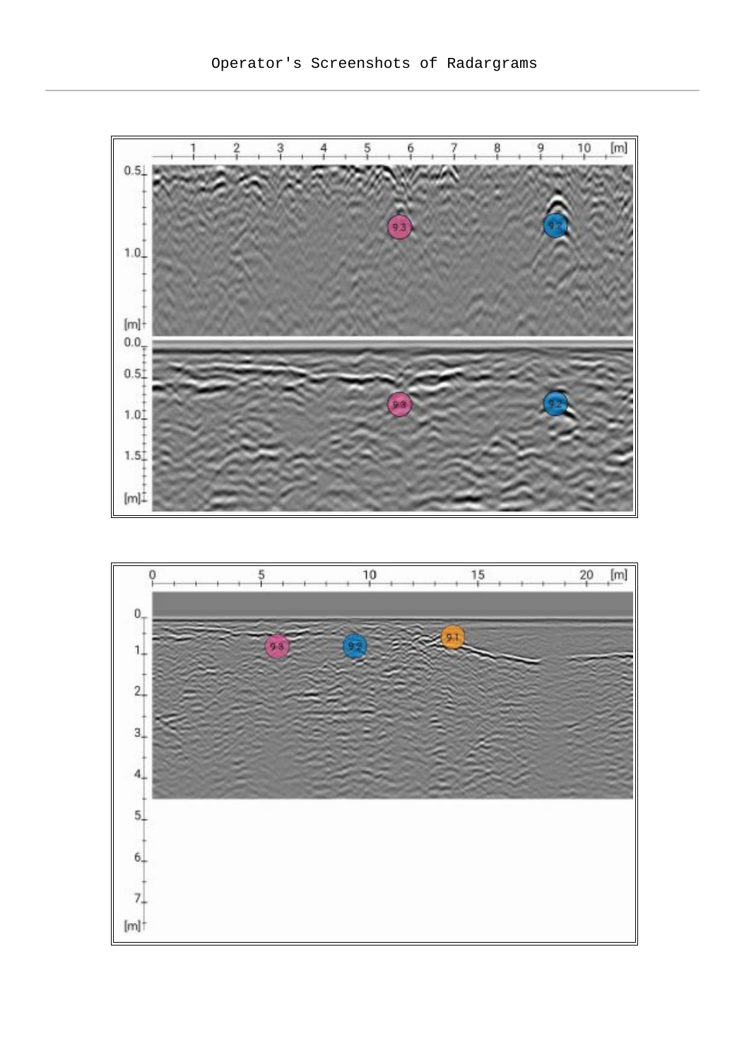Operator's Screenshots of Radargrams

1 2 3 4 5 6 7 8 9 10 [m]

0.5

1.0

[m]

0.0

0.5

1.0

1.5

[m]

9.3

9.2

9.3

9.2

0 5 10 15 20 [m]

0

1

2

3

4

5

6

7

[m]

9.3

9.2

9.1